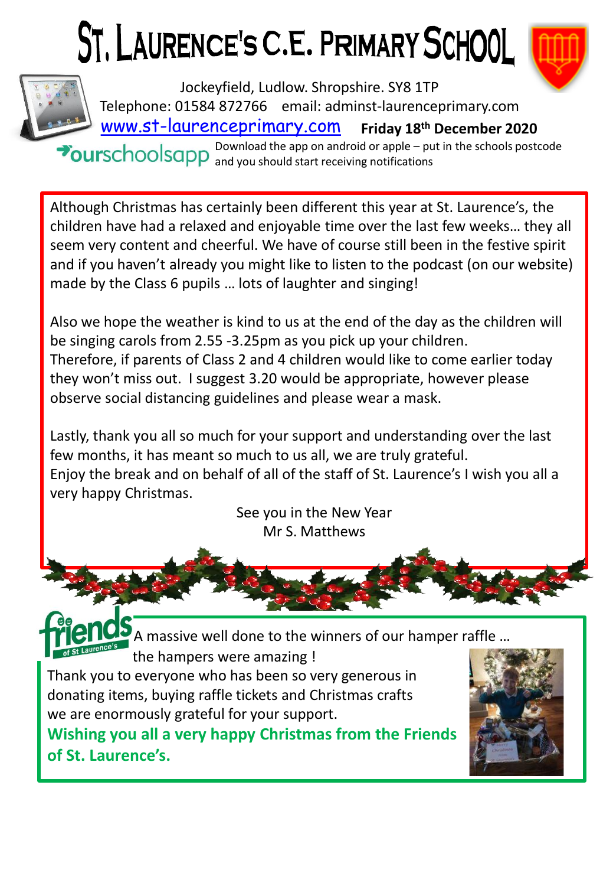# ST. LAURENCE'S C.E. PRIMARY SCHOOL

Jockeyfield, Ludlow. Shropshire. SY8 1TP

Telephone: 01584 872766  email: adminst-laurenceprimary.com

www.st-laurenceprimary.com  **Friday 18th December 2020**

ourschoolsapp Download the app on android or apple – put in the schools postcode and you should start receiving notifications

Although Christmas has certainly been different this year at St. Laurence's, the children have had a relaxed and enjoyable time over the last few weeks… they all seem very content and cheerful. We have of course still been in the festive spirit and if you haven't already you might like to listen to the podcast (on our website) made by the Class 6 pupils … lots of laughter and singing!

Also we hope the weather is kind to us at the end of the day as the children will be singing carols from 2.55 -3.25pm as you pick up your children. Therefore, if parents of Class 2 and 4 children would like to come earlier today they won't miss out. I suggest 3.20 would be appropriate, however please observe social distancing guidelines and please wear a mask.

Lastly, thank you all so much for your support and understanding over the last few months, it has meant so much to us all, we are truly grateful. Enjoy the break and on behalf of all of the staff of St. Laurence's I wish you all a very happy Christmas.

See you in the New Year
Mr S. Matthews

friends of St Laurence's

A massive well done to the winners of our hamper raffle … the hampers were amazing !

Thank you to everyone who has been so very generous in donating items, buying raffle tickets and Christmas crafts we are enormously grateful for your support.

**Wishing you all a very happy Christmas from the Friends of St. Laurence's.**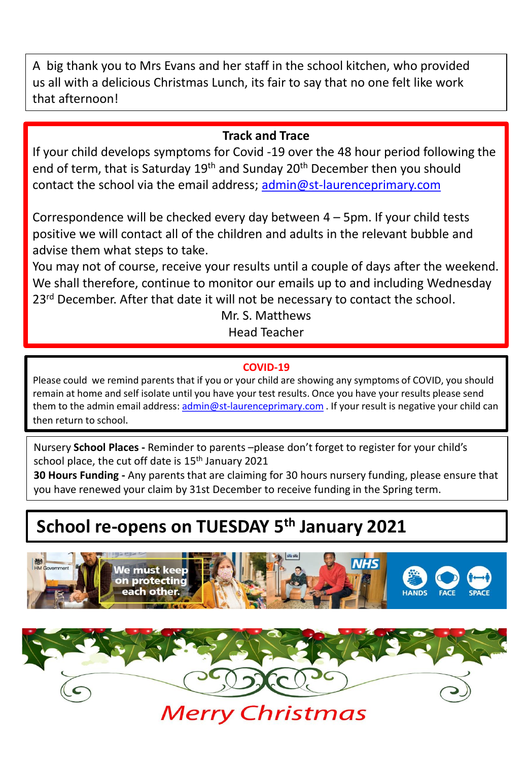A big thank you to Mrs Evans and her staff in the school kitchen, who provided us all with a delicious Christmas Lunch, its fair to say that no one felt like work that afternoon!

**Track and Trace**

If your child develops symptoms for Covid -19 over the 48 hour period following the end of term, that is Saturday 19th and Sunday 20th December then you should contact the school via the email address; admin@st-laurenceprimary.com

Correspondence will be checked every day between 4 – 5pm. If your child tests positive we will contact all of the children and adults in the relevant bubble and advise them what steps to take.

You may not of course, receive your results until a couple of days after the weekend. We shall therefore, continue to monitor our emails up to and including Wednesday 23rd December. After that date it will not be necessary to contact the school.

Mr. S. Matthews
Head Teacher

**COVID-19**

Please could we remind parents that if you or your child are showing any symptoms of COVID, you should remain at home and self isolate until you have your test results. Once you have your results please send them to the admin email address: admin@st-laurenceprimary.com . If your result is negative your child can then return to school.

Nursery **School Places -** Reminder to parents –please don't forget to register for your child's school place, the cut off date is 15th January 2021

**30 Hours Funding -** Any parents that are claiming for 30 hours nursery funding, please ensure that you have renewed your claim by 31st December to receive funding in the Spring term.

## School re-opens on TUESDAY 5th January 2021

We must keep on protecting each other.

HANDS FACE SPACE

Merry Christmas